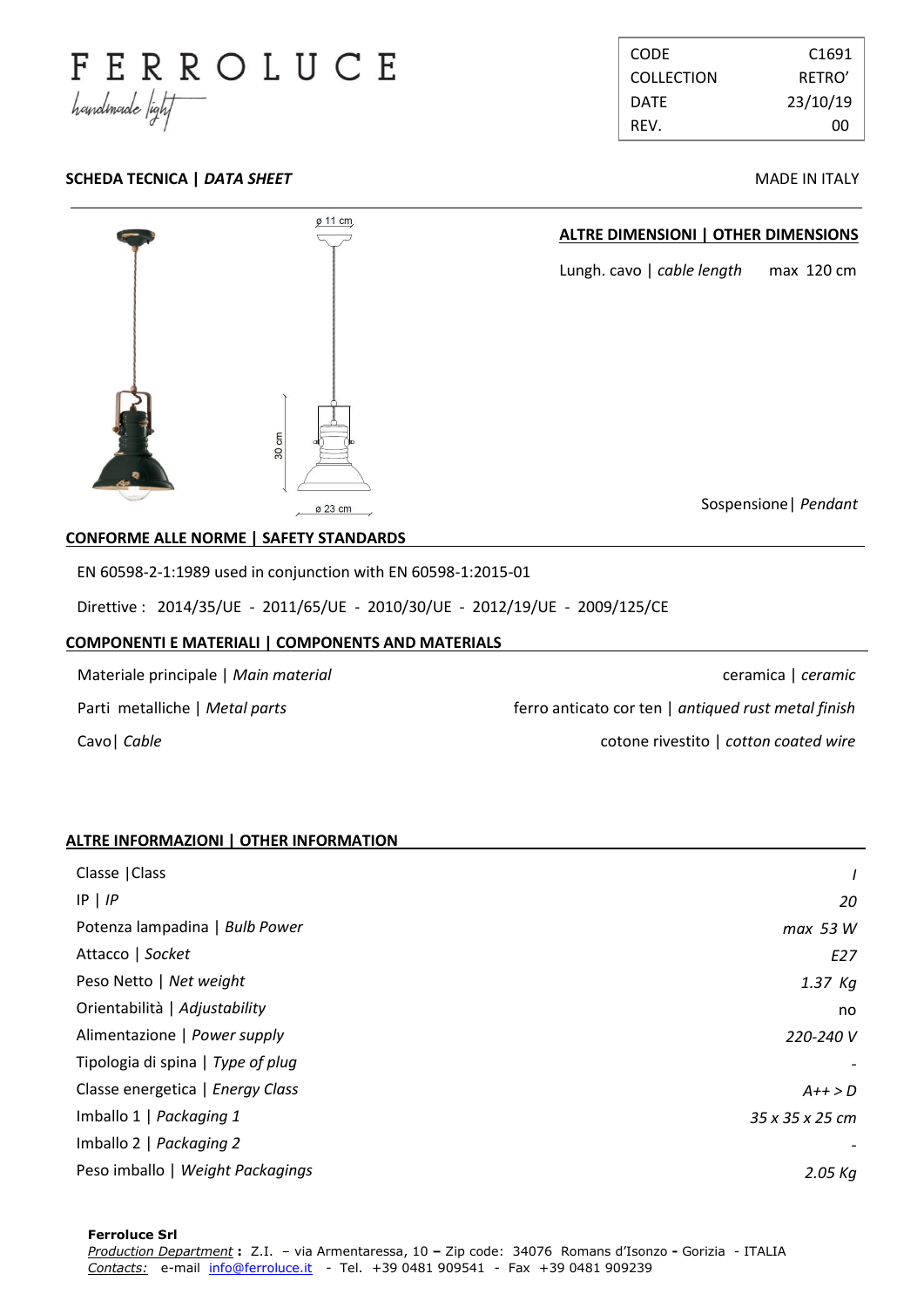# FERROLUCE

*handmade light*

| CODE | C1691 |
|---|---|
| COLLECTION | RETRO' |
| DATE | 23/10/19 |
| REV. | 00 |

**SCHEDA TECNICA | *DATA SHEET***

MADE IN ITALY

ø 11 cm

30 cm

ø 23 cm

**ALTRE DIMENSIONI | OTHER DIMENSIONS**

Lungh. cavo | *cable length* max 120 cm

Sospensione | *Pendant*

**CONFORME ALLE NORME | SAFETY STANDARDS**

EN 60598-2-1:1989 used in conjunction with EN 60598-1:2015-01

Direttive : 2014/35/UE - 2011/65/UE - 2010/30/UE - 2012/19/UE - 2009/125/CE

**COMPONENTI E MATERIALI | COMPONENTS AND MATERIALS**

| | |
|---|---|
| Materiale principale \| *Main material* | ceramica \| *ceramic* |
| Parti metalliche \| *Metal parts* | ferro anticato cor ten \| *antiqued rust metal finish* |
| Cavo \| *Cable* | cotone rivestito \| *cotton coated wire* |

**ALTRE INFORMAZIONI | OTHER INFORMATION**

| | |
|---|---|
| Classe \| Class | *I* |
| IP \| *IP* | *20* |
| Potenza lampadina \| *Bulb Power* | *max 53 W* |
| Attacco \| *Socket* | *E27* |
| Peso Netto \| *Net weight* | *1.37 Kg* |
| Orientabilità \| *Adjustability* | no |
| Alimentazione \| *Power supply* | *220-240 V* |
| Tipologia di spina \| *Type of plug* | - |
| Classe energetica \| *Energy Class* | *A++ > D* |
| Imballo 1 \| *Packaging 1* | *35 x 35 x 25 cm* |
| Imballo 2 \| *Packaging 2* | - |
| Peso imballo \| *Weight Packagings* | *2.05 Kg* |

**Ferroluce Srl**
*Production Department* **:** Z.I. – via Armentaressa, 10 **–** Zip code: 34076 Romans d'Isonzo **-** Gorizia - ITALIA
*Contacts:* e-mail info@ferroluce.it - Tel. +39 0481 909541 - Fax +39 0481 909239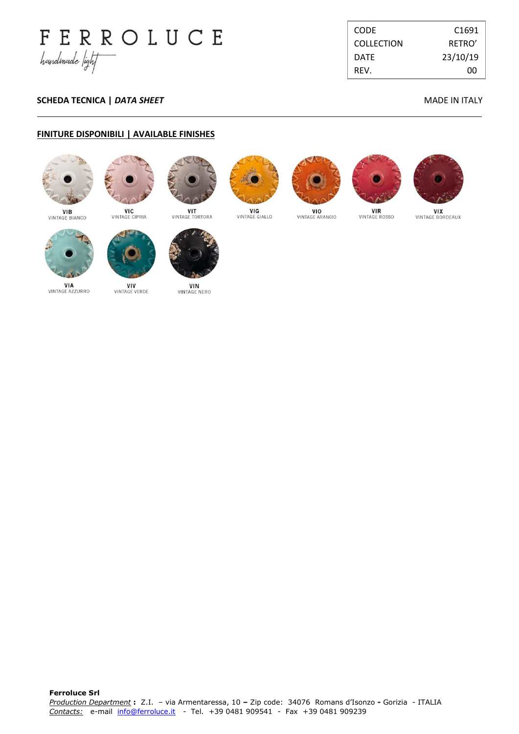# FERROLUCE

*handmade light*

| | |
|---|---|
| CODE | C1691 |
| COLLECTION | RETRO' |
| DATE | 23/10/19 |
| REV. | 00 |

**SCHEDA TECNICA | *DATA SHEET*** MADE IN ITALY

**FINITURE DISPONIBILI | AVAILABLE FINISHES**

**VIB**
VINTAGE BIANCO

**VIC**
VINTAGE CIPRIA

**VIT**
VINTAGE TORTORA

**VIG**
VINTAGE GIALLO

**VIO**
VINTAGE ARANCIO

**VIR**
VINTAGE ROSSO

**VIX**
VINTAGE BORDEAUX

**VIA**
VINTAGE AZZURRO

**VIV**
VINTAGE VERDE

**VIN**
VINTAGE NERO

**Ferroluce Srl**
*Production Department* **:** Z.I. – via Armentaressa, 10 **–** Zip code: 34076 Romans d'Isonzo **-** Gorizia - ITALIA
*Contacts:* e-mail info@ferroluce.it - Tel. +39 0481 909541 - Fax +39 0481 909239